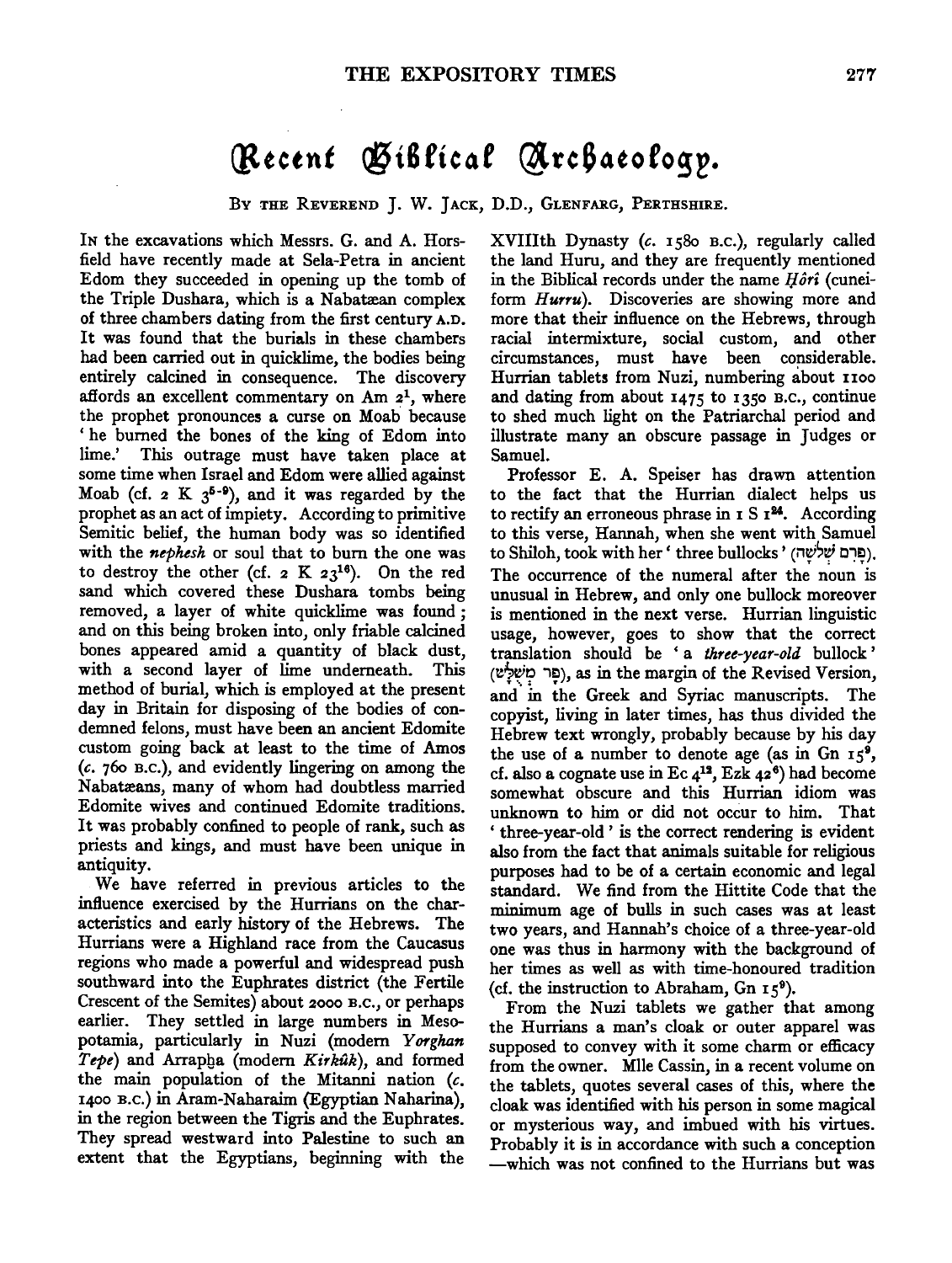# Recent Biblical Archaeology.

By the Reverend J. W. Jack, D.D., Glenfarg, Perthshire.

In the excavations which Messrs. G. and A. Horsfield have recently made at Sela-Petra in ancient Edom they succeeded in opening up the tomb of the Triple Dushara, which is a Nabatæan complex of three chambers dating from the first century A.D. It was found that the burials in these chambers had been carried out in quicklime, the bodies being entirely calcined in consequence. The discovery affords an excellent commentary on Am 2[1], where the prophet pronounces a curse on Moab because 'he burned the bones of the king of Edom into lime.' This outrage must have taken place at some time when Israel and Edom were allied against Moab (cf. 2 K 3[5-9]), and it was regarded by the prophet as an act of impiety. According to primitive Semitic belief, the human body was so identified with the *nephesh* or soul that to burn the one was to destroy the other (cf. 2 K 23[16]). On the red sand which covered these Dushara tombs being removed, a layer of white quicklime was found; and on this being broken into, only friable calcined bones appeared amid a quantity of black dust, with a second layer of lime underneath. This method of burial, which is employed at the present day in Britain for disposing of the bodies of condemned felons, must have been an ancient Edomite custom going back at least to the time of Amos (*c.* 760 B.C.), and evidently lingering on among the Nabatæans, many of whom had doubtless married Edomite wives and continued Edomite traditions. It was probably confined to people of rank, such as priests and kings, and must have been unique in antiquity.

We have referred in previous articles to the influence exercised by the Hurrians on the characteristics and early history of the Hebrews. The Hurrians were a Highland race from the Caucasus regions who made a powerful and widespread push southward into the Euphrates district (the Fertile Crescent of the Semites) about 2000 B.C., or perhaps earlier. They settled in large numbers in Mesopotamia, particularly in Nuzi (modern *Yorghan Tepe*) and Arrapḫa (modern *Kirkûk*), and formed the main population of the Mitanni nation (*c.* 1400 B.C.) in Aram-Naharaim (Egyptian Naharina), in the region between the Tigris and the Euphrates. They spread westward into Palestine to such an extent that the Egyptians, beginning with the XVIIIth Dynasty (*c.* 1580 B.C.), regularly called the land Huru, and they are frequently mentioned in the Biblical records under the name *Ḥôrî* (cuneiform *Hurru*). Discoveries are showing more and more that their influence on the Hebrews, through racial intermixture, social custom, and other circumstances, must have been considerable. Hurrian tablets from Nuzi, numbering about 1100 and dating from about 1475 to 1350 B.C., continue to shed much light on the Patriarchal period and illustrate many an obscure passage in Judges or Samuel.

Professor E. A. Speiser has drawn attention to the fact that the Hurrian dialect helps us to rectify an erroneous phrase in 1 S 1[24]. According to this verse, Hannah, when she went with Samuel to Shiloh, took with her 'three bullocks' (פָּרִים שְׁלֹשָׁה). The occurrence of the numeral after the noun is unusual in Hebrew, and only one bullock moreover is mentioned in the next verse. Hurrian linguistic usage, however, goes to show that the correct translation should be 'a *three-year-old* bullock' (פַּר מְשֻׁלָּשׁ), as in the margin of the Revised Version, and in the Greek and Syriac manuscripts. The copyist, living in later times, has thus divided the Hebrew text wrongly, probably because by his day the use of a number to denote age (as in Gn 15[9], cf. also a cognate use in Ec 4[12], Ezk 42[6]) had become somewhat obscure and this Hurrian idiom was unknown to him or did not occur to him. That 'three-year-old' is the correct rendering is evident also from the fact that animals suitable for religious purposes had to be of a certain economic and legal standard. We find from the Hittite Code that the minimum age of bulls in such cases was at least two years, and Hannah's choice of a three-year-old one was thus in harmony with the background of her times as well as with time-honoured tradition (cf. the instruction to Abraham, Gn 15[9]).

From the Nuzi tablets we gather that among the Hurrians a man's cloak or outer apparel was supposed to convey with it some charm or efficacy from the owner. Mlle Cassin, in a recent volume on the tablets, quotes several cases of this, where the cloak was identified with his person in some magical or mysterious way, and imbued with his virtues. Probably it is in accordance with such a conception —which was not confined to the Hurrians but was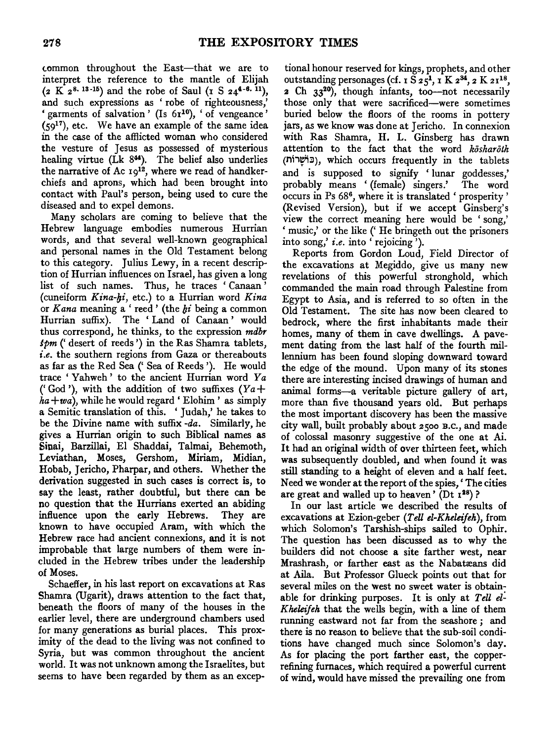common throughout the East—that we are to interpret the reference to the mantle of Elijah (2 K 2[8. 13-15]) and the robe of Saul (1 S 24[4-6. 11]), and such expressions as 'robe of righteousness,' 'garments of salvation' (Is 61[10]), 'of vengeance' (59[17]), etc. We have an example of the same idea in the case of the afflicted woman who considered the vesture of Jesus as possessed of mysterious healing virtue (Lk 8[44]). The belief also underlies the narrative of Ac 19[12], where we read of handkerchiefs and aprons, which had been brought into contact with Paul's person, being used to cure the diseased and to expel demons.

Many scholars are coming to believe that the Hebrew language embodies numerous Hurrian words, and that several well-known geographical and personal names in the Old Testament belong to this category. Julius Lewy, in a recent description of Hurrian influences on Israel, has given a long list of such names. Thus, he traces 'Canaan' (cuneiform *Kina-ḫi*, etc.) to a Hurrian word *Kina* or *Kana* meaning a 'reed' (the *ḫi* being a common Hurrian suffix). The 'Land of Canaan' would thus correspond, he thinks, to the expression *mdbr špm* ('desert of reeds') in the Ras Shamra tablets, *i.e.* the southern regions from Gaza or thereabouts as far as the Red Sea ('Sea of Reeds'). He would trace 'Yahweh' to the ancient Hurrian word *Ya* ('God'), with the addition of two suffixes (*Ya*+*ha*+*wa*), while he would regard 'Elohim' as simply a Semitic translation of this. 'Judah,' he takes to be the Divine name with suffix *-da*. Similarly, he gives a Hurrian origin to such Biblical names as Sinai, Barzillai, El Shaddai, Talmai, Behemoth, Leviathan, Moses, Gershom, Miriam, Midian, Hobab, Jericho, Pharpar, and others. Whether the derivation suggested in such cases is correct is, to say the least, rather doubtful, but there can be no question that the Hurrians exerted an abiding influence upon the early Hebrews. They are known to have occupied Aram, with which the Hebrew race had ancient connexions, and it is not improbable that large numbers of them were included in the Hebrew tribes under the leadership of Moses.

Schaeffer, in his last report on excavations at Ras Shamra (Ugarit), draws attention to the fact that, beneath the floors of many of the houses in the earlier level, there are underground chambers used for many generations as burial places. This proximity of the dead to the living was not confined to Syria, but was common throughout the ancient world. It was not unknown among the Israelites, but seems to have been regarded by them as an exceptional honour reserved for kings, prophets, and other outstanding personages (cf. 1 S 25[1], 1 K 2[34], 2 K 21[18], 2 Ch 33[20]), though infants, too—not necessarily those only that were sacrificed—were sometimes buried below the floors of the rooms in pottery jars, as we know was done at Jericho. In connexion with Ras Shamra, H. L. Ginsberg has drawn attention to the fact that the word *kōsharōth* (כּוֹשָׁרוֹת), which occurs frequently in the tablets and is supposed to signify 'lunar goddesses,' probably means '(female) singers.' The word occurs in Ps 68[6], where it is translated 'prosperity' (Revised Version), but if we accept Ginsberg's view the correct meaning here would be 'song,' 'music,' or the like ('He bringeth out the prisoners into song,' *i.e.* into 'rejoicing').

Reports from Gordon Loud, Field Director of the excavations at Megiddo, give us many new revelations of this powerful stronghold, which commanded the main road through Palestine from Egypt to Asia, and is referred to so often in the Old Testament. The site has now been cleared to bedrock, where the first inhabitants made their homes, many of them in cave dwellings. A pavement dating from the last half of the fourth millennium has been found sloping downward toward the edge of the mound. Upon many of its stones there are interesting incised drawings of human and animal forms—a veritable picture gallery of art, more than five thousand years old. But perhaps the most important discovery has been the massive city wall, built probably about 2500 B.C., and made of colossal masonry suggestive of the one at Ai. It had an original width of over thirteen feet, which was subsequently doubled, and when found it was still standing to a height of eleven and a half feet. Need we wonder at the report of the spies, 'The cities are great and walled up to heaven' (Dt 1[28])?

In our last article we described the results of excavations at Ezion-geber (*Tell el-Kheleifeh*), from which Solomon's Tarshish-ships sailed to Ophir. The question has been discussed as to why the builders did not choose a site farther west, near Mrashrash, or farther east as the Nabatæans did at Aila. But Professor Glueck points out that for several miles on the west no sweet water is obtainable for drinking purposes. It is only at *Tell el-Kheleifeh* that the wells begin, with a line of them running eastward not far from the seashore; and there is no reason to believe that the sub-soil conditions have changed much since Solomon's day. As for placing the port farther east, the copper-refining furnaces, which required a powerful current of wind, would have missed the prevailing one from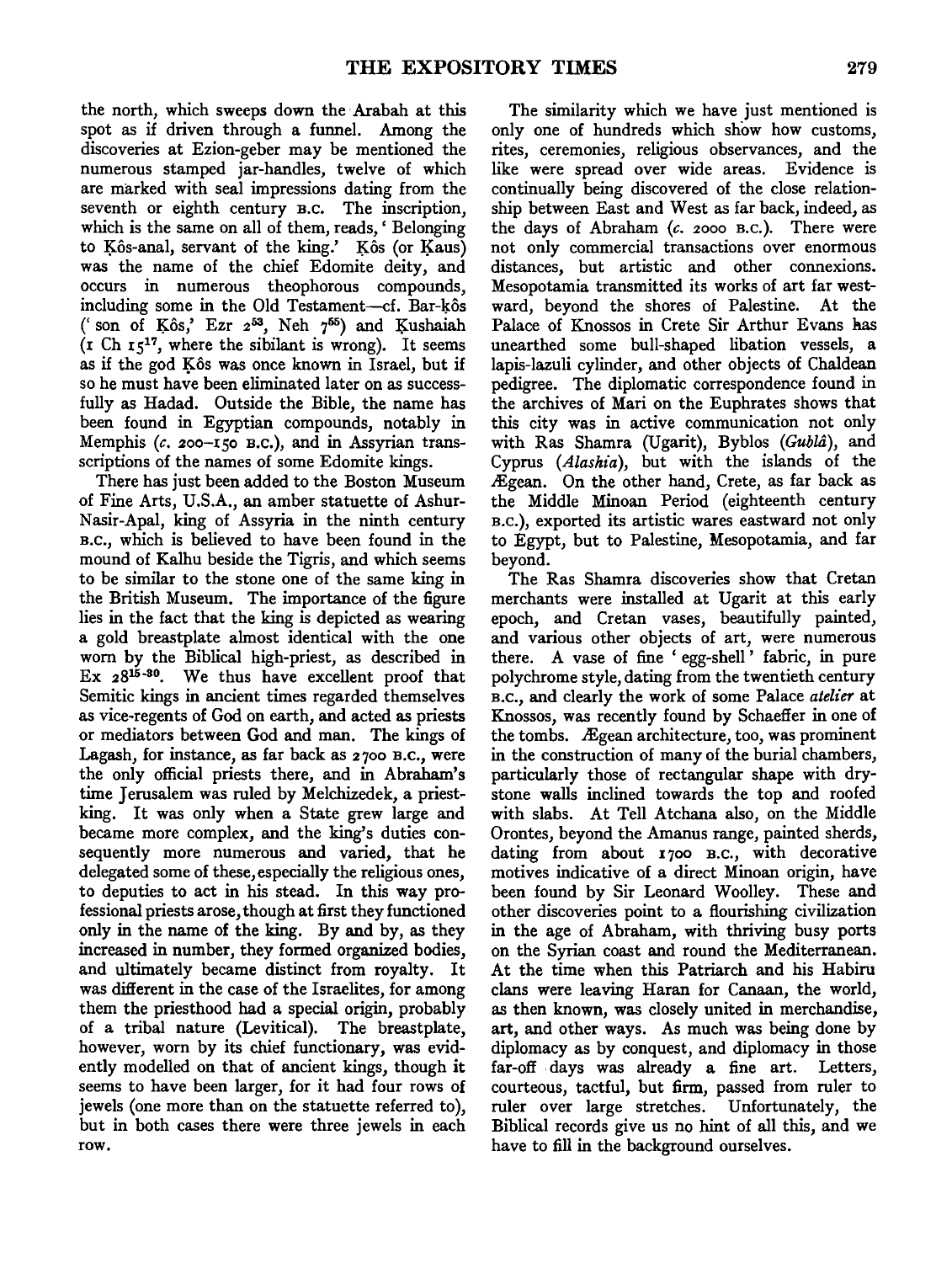the north, which sweeps down the Arabah at this spot as if driven through a funnel. Among the discoveries at Ezion-geber may be mentioned the numerous stamped jar-handles, twelve of which are marked with seal impressions dating from the seventh or eighth century B.C. The inscription, which is the same on all of them, reads, 'Belonging to Ḳôs-anal, servant of the king.' Ḳôs (or Ḳaus) was the name of the chief Edomite deity, and occurs in numerous theophorous compounds, including some in the Old Testament—cf. Bar-ḳôs ('son of Ḳôs,' Ezr 2[53], Neh 7[55]) and Ḳushaiah (1 Ch 15[17], where the sibilant is wrong). It seems as if the god Ḳôs was once known in Israel, but if so he must have been eliminated later on as successfully as Hadad. Outside the Bible, the name has been found in Egyptian compounds, notably in Memphis (*c.* 200–150 B.C.), and in Assyrian transscriptions of the names of some Edomite kings.

There has just been added to the Boston Museum of Fine Arts, U.S.A., an amber statuette of Ashur-Nasir-Apal, king of Assyria in the ninth century B.C., which is believed to have been found in the mound of Kalhu beside the Tigris, and which seems to be similar to the stone one of the same king in the British Museum. The importance of the figure lies in the fact that the king is depicted as wearing a gold breastplate almost identical with the one worn by the Biblical high-priest, as described in Ex 28[15-30]. We thus have excellent proof that Semitic kings in ancient times regarded themselves as vice-regents of God on earth, and acted as priests or mediators between God and man. The kings of Lagash, for instance, as far back as 2700 B.C., were the only official priests there, and in Abraham's time Jerusalem was ruled by Melchizedek, a priest-king. It was only when a State grew large and became more complex, and the king's duties consequently more numerous and varied, that he delegated some of these, especially the religious ones, to deputies to act in his stead. In this way professional priests arose, though at first they functioned only in the name of the king. By and by, as they increased in number, they formed organized bodies, and ultimately became distinct from royalty. It was different in the case of the Israelites, for among them the priesthood had a special origin, probably of a tribal nature (Levitical). The breastplate, however, worn by its chief functionary, was evidently modelled on that of ancient kings, though it seems to have been larger, for it had four rows of jewels (one more than on the statuette referred to), but in both cases there were three jewels in each row.

The similarity which we have just mentioned is only one of hundreds which show how customs, rites, ceremonies, religious observances, and the like were spread over wide areas. Evidence is continually being discovered of the close relationship between East and West as far back, indeed, as the days of Abraham (*c.* 2000 B.C.). There were not only commercial transactions over enormous distances, but artistic and other connexions. Mesopotamia transmitted its works of art far westward, beyond the shores of Palestine. At the Palace of Knossos in Crete Sir Arthur Evans has unearthed some bull-shaped libation vessels, a lapis-lazuli cylinder, and other objects of Chaldean pedigree. The diplomatic correspondence found in the archives of Mari on the Euphrates shows that this city was in active communication not only with Ras Shamra (Ugarit), Byblos (*Gublâ*), and Cyprus (*Alashia*), but with the islands of the Ægean. On the other hand, Crete, as far back as the Middle Minoan Period (eighteenth century B.C.), exported its artistic wares eastward not only to Egypt, but to Palestine, Mesopotamia, and far beyond.

The Ras Shamra discoveries show that Cretan merchants were installed at Ugarit at this early epoch, and Cretan vases, beautifully painted, and various other objects of art, were numerous there. A vase of fine 'egg-shell' fabric, in pure polychrome style, dating from the twentieth century B.C., and clearly the work of some Palace *atelier* at Knossos, was recently found by Schaeffer in one of the tombs. Ægean architecture, too, was prominent in the construction of many of the burial chambers, particularly those of rectangular shape with drystone walls inclined towards the top and roofed with slabs. At Tell Atchana also, on the Middle Orontes, beyond the Amanus range, painted sherds, dating from about 1700 B.C., with decorative motives indicative of a direct Minoan origin, have been found by Sir Leonard Woolley. These and other discoveries point to a flourishing civilization in the age of Abraham, with thriving busy ports on the Syrian coast and round the Mediterranean. At the time when this Patriarch and his Habiru clans were leaving Haran for Canaan, the world, as then known, was closely united in merchandise, art, and other ways. As much was being done by diplomacy as by conquest, and diplomacy in those far-off days was already a fine art. Letters, courteous, tactful, but firm, passed from ruler to ruler over large stretches. Unfortunately, the Biblical records give us no hint of all this, and we have to fill in the background ourselves.